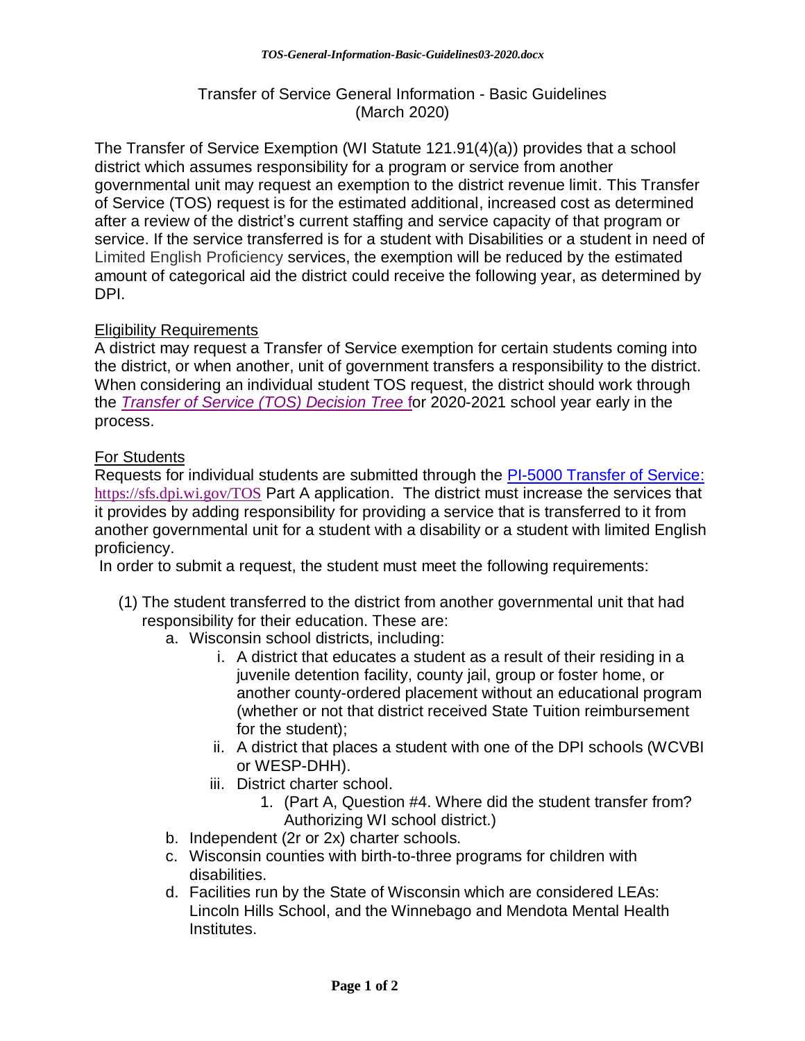# Transfer of Service General Information - Basic Guidelines
(March 2020)

The Transfer of Service Exemption (WI Statute 121.91(4)(a)) provides that a school district which assumes responsibility for a program or service from another governmental unit may request an exemption to the district revenue limit. This Transfer of Service (TOS) request is for the estimated additional, increased cost as determined after a review of the district's current staffing and service capacity of that program or service. If the service transferred is for a student with Disabilities or a student in need of Limited English Proficiency services, the exemption will be reduced by the estimated amount of categorical aid the district could receive the following year, as determined by DPI.

## Eligibility Requirements

A district may request a Transfer of Service exemption for certain students coming into the district, or when another, unit of government transfers a responsibility to the district. When considering an individual student TOS request, the district should work through the *Transfer of Service (TOS) Decision Tree* for 2020-2021 school year early in the process.

## For Students

Requests for individual students are submitted through the PI-5000 Transfer of Service: https://sfs.dpi.wi.gov/TOS Part A application. The district must increase the services that it provides by adding responsibility for providing a service that is transferred to it from another governmental unit for a student with a disability or a student with limited English proficiency.

In order to submit a request, the student must meet the following requirements:

(1) The student transferred to the district from another governmental unit that had responsibility for their education. These are:
   a. Wisconsin school districts, including:
      i. A district that educates a student as a result of their residing in a juvenile detention facility, county jail, group or foster home, or another county-ordered placement without an educational program (whether or not that district received State Tuition reimbursement for the student);
      ii. A district that places a student with one of the DPI schools (WCVBI or WESP-DHH).
      iii. District charter school.
         1. (Part A, Question #4. Where did the student transfer from? Authorizing WI school district.)
   b. Independent (2r or 2x) charter schools.
   c. Wisconsin counties with birth-to-three programs for children with disabilities.
   d. Facilities run by the State of Wisconsin which are considered LEAs: Lincoln Hills School, and the Winnebago and Mendota Mental Health Institutes.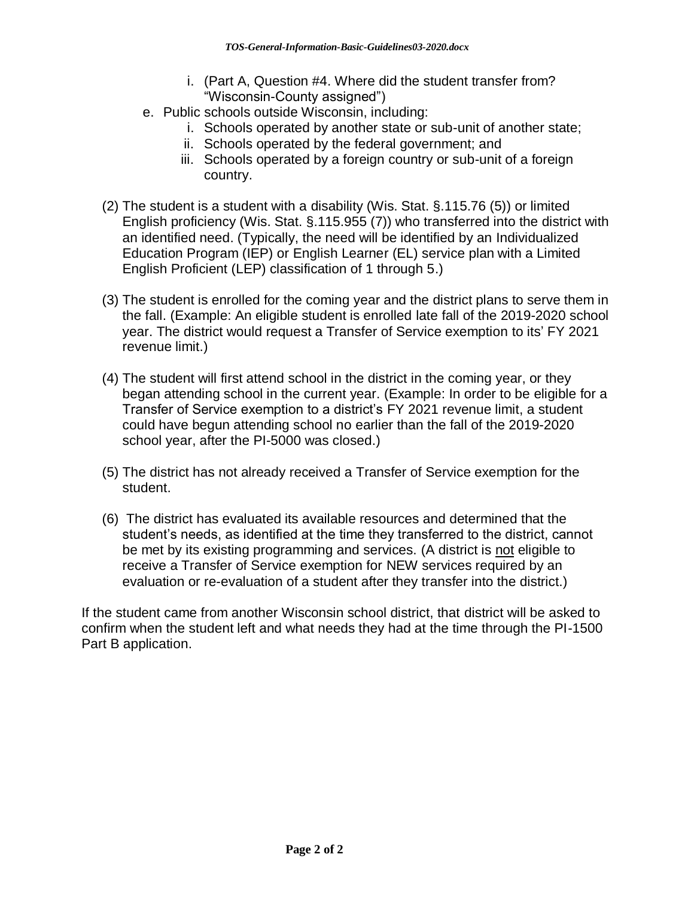i. (Part A, Question #4. Where did the student transfer from? "Wisconsin-County assigned")

e. Public schools outside Wisconsin, including:
   i. Schools operated by another state or sub-unit of another state;
   ii. Schools operated by the federal government; and
   iii. Schools operated by a foreign country or sub-unit of a foreign country.

(2) The student is a student with a disability (Wis. Stat. §.115.76 (5)) or limited English proficiency (Wis. Stat. §.115.955 (7)) who transferred into the district with an identified need. (Typically, the need will be identified by an Individualized Education Program (IEP) or English Learner (EL) service plan with a Limited English Proficient (LEP) classification of 1 through 5.)

(3) The student is enrolled for the coming year and the district plans to serve them in the fall. (Example: An eligible student is enrolled late fall of the 2019-2020 school year. The district would request a Transfer of Service exemption to its' FY 2021 revenue limit.)

(4) The student will first attend school in the district in the coming year, or they began attending school in the current year. (Example: In order to be eligible for a Transfer of Service exemption to a district's FY 2021 revenue limit, a student could have begun attending school no earlier than the fall of the 2019-2020 school year, after the PI-5000 was closed.)

(5) The district has not already received a Transfer of Service exemption for the student.

(6) The district has evaluated its available resources and determined that the student's needs, as identified at the time they transferred to the district, cannot be met by its existing programming and services. (A district is <u>not</u> eligible to receive a Transfer of Service exemption for NEW services required by an evaluation or re-evaluation of a student after they transfer into the district.)

If the student came from another Wisconsin school district, that district will be asked to confirm when the student left and what needs they had at the time through the PI-1500 Part B application.